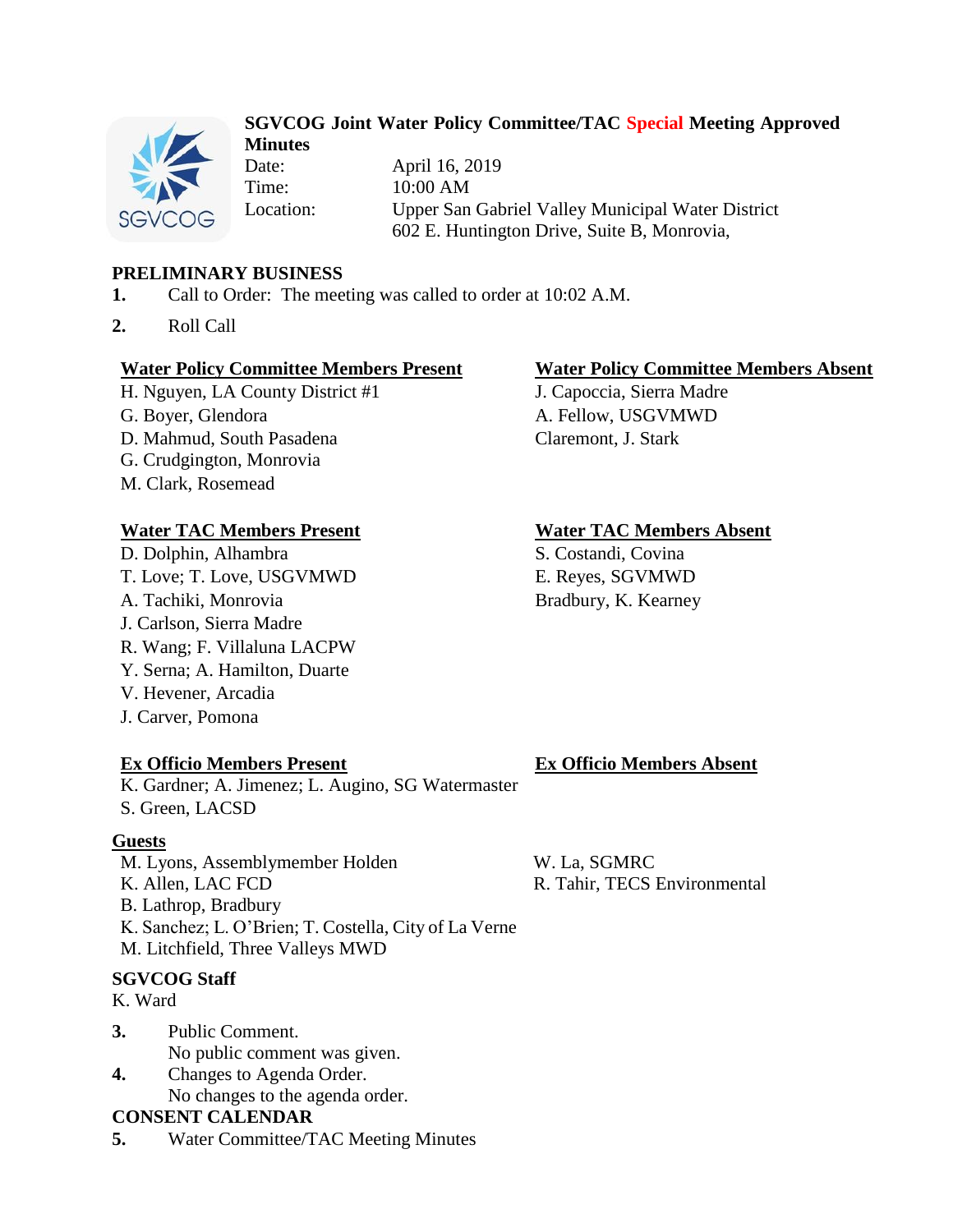# SGVCOG Joint Water Policy Committee/TAC Special Meeting Approved Minutes

Date: April 16, 2019
Time: 10:00 AM
Location: Upper San Gabriel Valley Municipal Water District
602 E. Huntington Drive, Suite B, Monrovia,

## PRELIMINARY BUSINESS

**1.** Call to Order: The meeting was called to order at 10:02 A.M.

**2.** Roll Call

**Water Policy Committee Members Present**
H. Nguyen, LA County District #1
G. Boyer, Glendora
D. Mahmud, South Pasadena
G. Crudgington, Monrovia
M. Clark, Rosemead

**Water Policy Committee Members Absent**
J. Capoccia, Sierra Madre
A. Fellow, USGVMWD
Claremont, J. Stark

**Water TAC Members Present**
D. Dolphin, Alhambra
T. Love; T. Love, USGVMWD
A. Tachiki, Monrovia
J. Carlson, Sierra Madre
R. Wang; F. Villaluna LACPW
Y. Serna; A. Hamilton, Duarte
V. Hevener, Arcadia
J. Carver, Pomona

**Water TAC Members Absent**
S. Costandi, Covina
E. Reyes, SGVMWD
Bradbury, K. Kearney

**Ex Officio Members Present**
K. Gardner; A. Jimenez; L. Augino, SG Watermaster
S. Green, LACSD

**Ex Officio Members Absent**

**Guests**
M. Lyons, Assemblymember Holden
K. Allen, LAC FCD
B. Lathrop, Bradbury
K. Sanchez; L. O'Brien; T. Costella, City of La Verne
M. Litchfield, Three Valleys MWD
W. La, SGMRC
R. Tahir, TECS Environmental

**SGVCOG Staff**
K. Ward

**3.** Public Comment.
No public comment was given.

**4.** Changes to Agenda Order.
No changes to the agenda order.

## CONSENT CALENDAR

**5.** Water Committee/TAC Meeting Minutes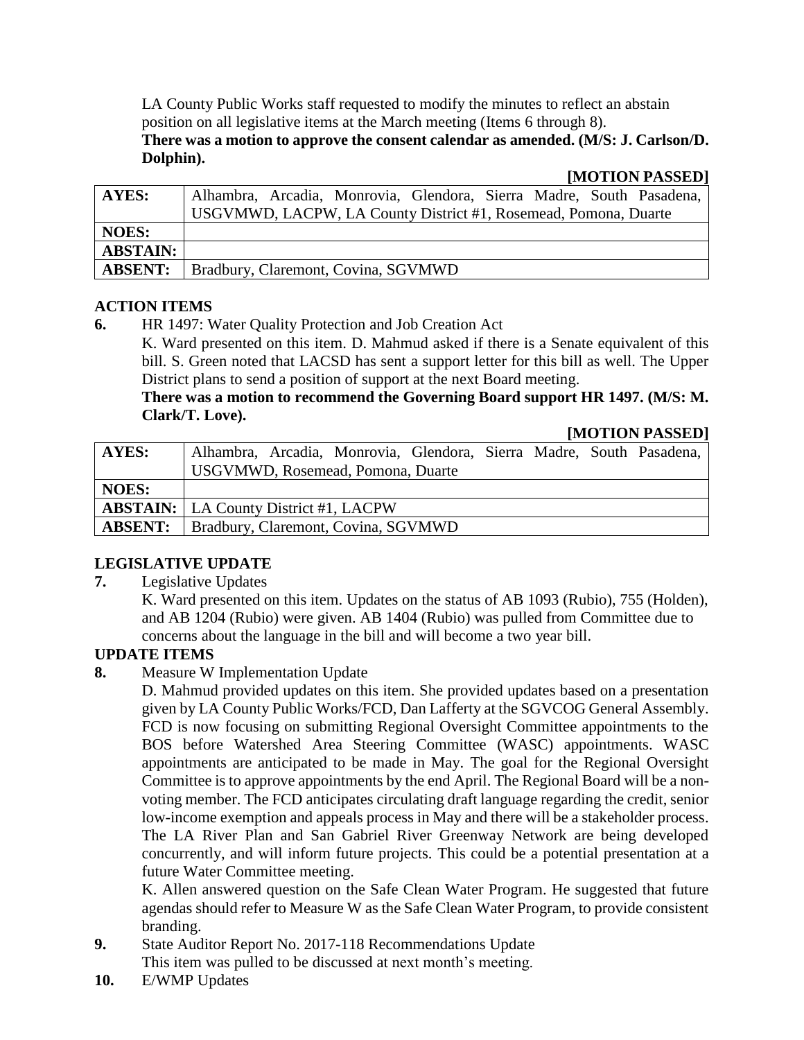LA County Public Works staff requested to modify the minutes to reflect an abstain position on all legislative items at the March meeting (Items 6 through 8).

**There was a motion to approve the consent calendar as amended. (M/S: J. Carlson/D. Dolphin).**

**[MOTION PASSED]**

| **AYES:** | Alhambra, Arcadia, Monrovia, Glendora, Sierra Madre, South Pasadena, USGVMWD, LACPW, LA County District #1, Rosemead, Pomona, Duarte |
|---|---|
| **NOES:** | |
| **ABSTAIN:** | |
| **ABSENT:** | Bradbury, Claremont, Covina, SGVMWD |

## ACTION ITEMS

**6.** HR 1497: Water Quality Protection and Job Creation Act

K. Ward presented on this item. D. Mahmud asked if there is a Senate equivalent of this bill. S. Green noted that LACSD has sent a support letter for this bill as well. The Upper District plans to send a position of support at the next Board meeting.

**There was a motion to recommend the Governing Board support HR 1497. (M/S: M. Clark/T. Love).**

**[MOTION PASSED]**

| **AYES:** | Alhambra, Arcadia, Monrovia, Glendora, Sierra Madre, South Pasadena, USGVMWD, Rosemead, Pomona, Duarte |
|---|---|
| **NOES:** | |
| **ABSTAIN:** | LA County District #1, LACPW |
| **ABSENT:** | Bradbury, Claremont, Covina, SGVMWD |

## LEGISLATIVE UPDATE

**7.** Legislative Updates

K. Ward presented on this item. Updates on the status of AB 1093 (Rubio), 755 (Holden), and AB 1204 (Rubio) were given. AB 1404 (Rubio) was pulled from Committee due to concerns about the language in the bill and will become a two year bill.

## UPDATE ITEMS

**8.** Measure W Implementation Update

D. Mahmud provided updates on this item. She provided updates based on a presentation given by LA County Public Works/FCD, Dan Lafferty at the SGVCOG General Assembly. FCD is now focusing on submitting Regional Oversight Committee appointments to the BOS before Watershed Area Steering Committee (WASC) appointments. WASC appointments are anticipated to be made in May. The goal for the Regional Oversight Committee is to approve appointments by the end April. The Regional Board will be a non-voting member. The FCD anticipates circulating draft language regarding the credit, senior low-income exemption and appeals process in May and there will be a stakeholder process. The LA River Plan and San Gabriel River Greenway Network are being developed concurrently, and will inform future projects. This could be a potential presentation at a future Water Committee meeting.

K. Allen answered question on the Safe Clean Water Program. He suggested that future agendas should refer to Measure W as the Safe Clean Water Program, to provide consistent branding.

**9.** State Auditor Report No. 2017-118 Recommendations Update

This item was pulled to be discussed at next month's meeting.

**10.** E/WMP Updates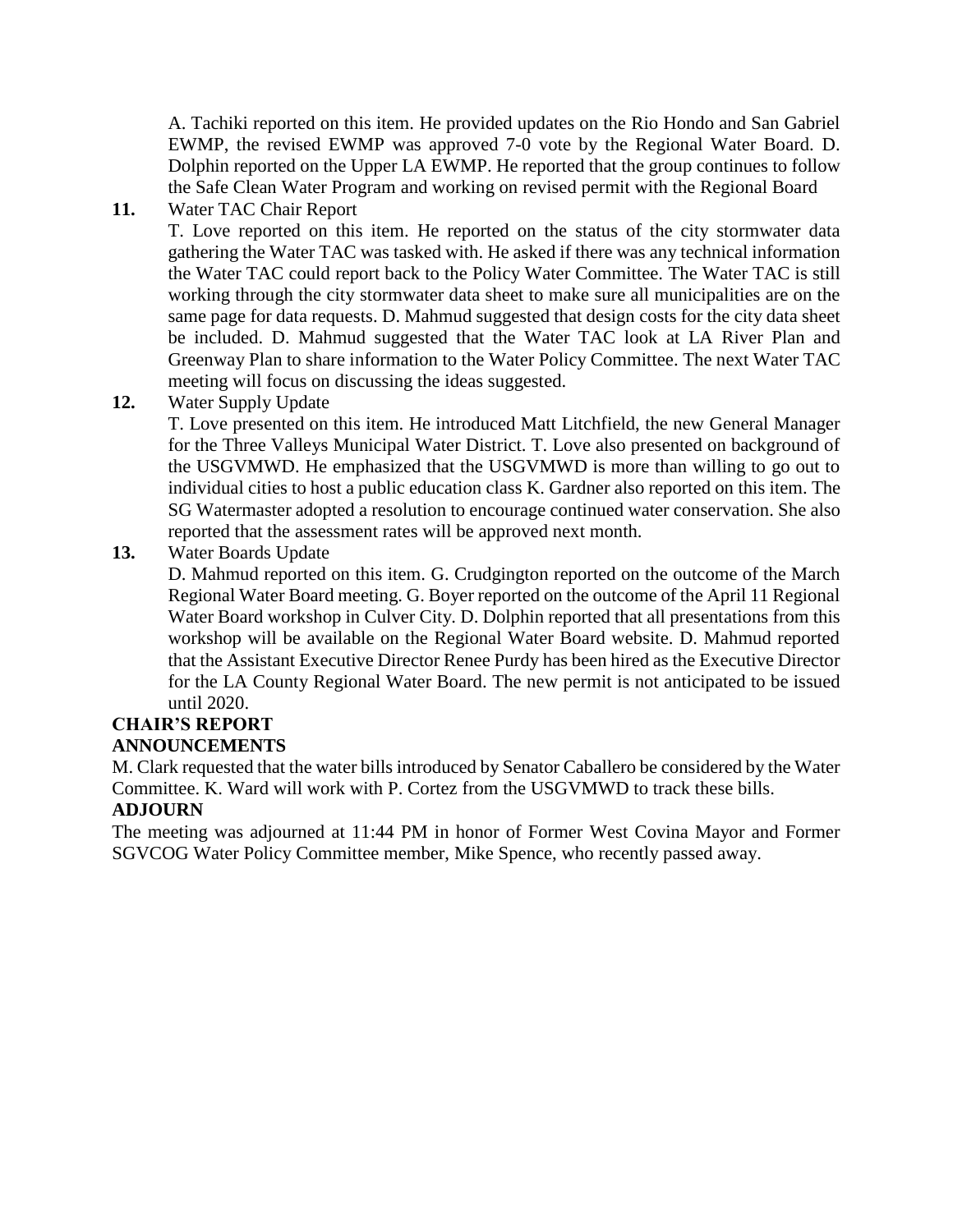A. Tachiki reported on this item. He provided updates on the Rio Hondo and San Gabriel EWMP, the revised EWMP was approved 7-0 vote by the Regional Water Board. D. Dolphin reported on the Upper LA EWMP. He reported that the group continues to follow the Safe Clean Water Program and working on revised permit with the Regional Board

**11.** Water TAC Chair Report

T. Love reported on this item. He reported on the status of the city stormwater data gathering the Water TAC was tasked with. He asked if there was any technical information the Water TAC could report back to the Policy Water Committee. The Water TAC is still working through the city stormwater data sheet to make sure all municipalities are on the same page for data requests. D. Mahmud suggested that design costs for the city data sheet be included. D. Mahmud suggested that the Water TAC look at LA River Plan and Greenway Plan to share information to the Water Policy Committee. The next Water TAC meeting will focus on discussing the ideas suggested.

**12.** Water Supply Update

T. Love presented on this item. He introduced Matt Litchfield, the new General Manager for the Three Valleys Municipal Water District. T. Love also presented on background of the USGVMWD. He emphasized that the USGVMWD is more than willing to go out to individual cities to host a public education class K. Gardner also reported on this item. The SG Watermaster adopted a resolution to encourage continued water conservation. She also reported that the assessment rates will be approved next month.

**13.** Water Boards Update

D. Mahmud reported on this item. G. Crudgington reported on the outcome of the March Regional Water Board meeting. G. Boyer reported on the outcome of the April 11 Regional Water Board workshop in Culver City. D. Dolphin reported that all presentations from this workshop will be available on the Regional Water Board website. D. Mahmud reported that the Assistant Executive Director Renee Purdy has been hired as the Executive Director for the LA County Regional Water Board. The new permit is not anticipated to be issued until 2020.

**CHAIR'S REPORT**

**ANNOUNCEMENTS**

M. Clark requested that the water bills introduced by Senator Caballero be considered by the Water Committee. K. Ward will work with P. Cortez from the USGVMWD to track these bills.

**ADJOURN**

The meeting was adjourned at 11:44 PM in honor of Former West Covina Mayor and Former SGVCOG Water Policy Committee member, Mike Spence, who recently passed away.